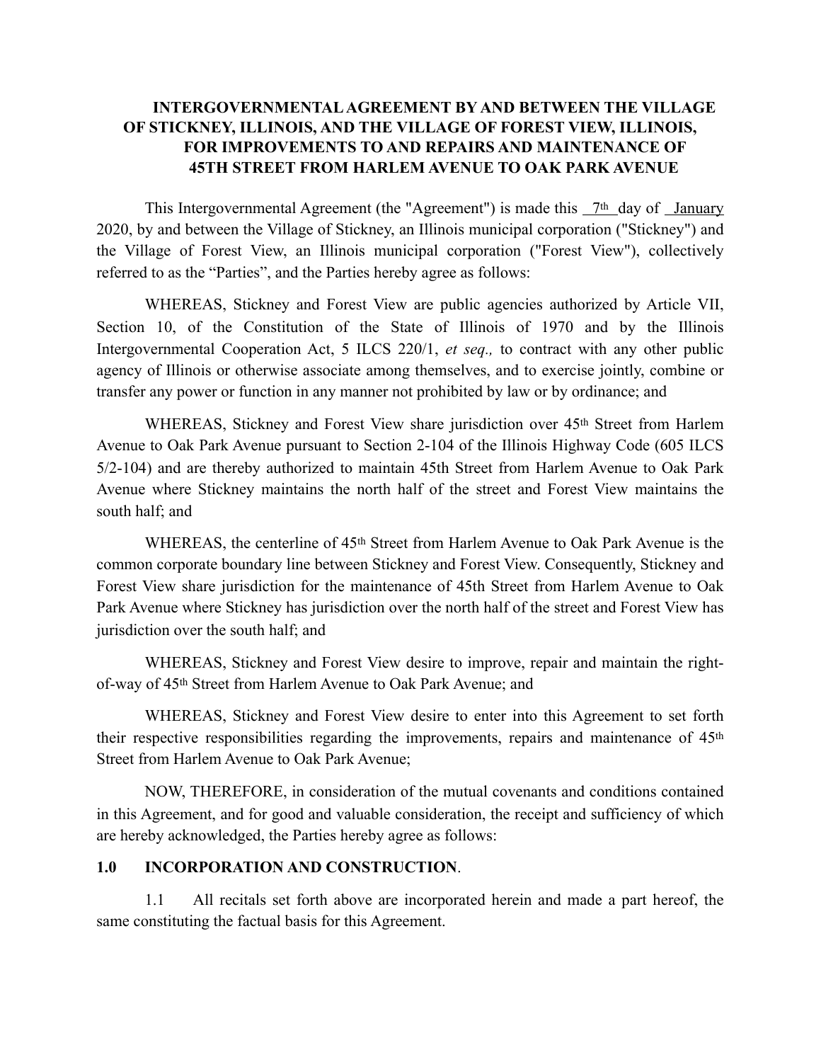# INTERGOVERNMENTAL AGREEMENT BY AND BETWEEN THE VILLAGE OF STICKNEY, ILLINOIS, AND THE VILLAGE OF FOREST VIEW, ILLINOIS, FOR IMPROVEMENTS TO AND REPAIRS AND MAINTENANCE OF 45TH STREET FROM HARLEM AVENUE TO OAK PARK AVENUE

This Intergovernmental Agreement (the "Agreement") is made this 7th day of January 2020, by and between the Village of Stickney, an Illinois municipal corporation ("Stickney") and the Village of Forest View, an Illinois municipal corporation ("Forest View"), collectively referred to as the "Parties", and the Parties hereby agree as follows:

WHEREAS, Stickney and Forest View are public agencies authorized by Article VII, Section 10, of the Constitution of the State of Illinois of 1970 and by the Illinois Intergovernmental Cooperation Act, 5 ILCS 220/1, *et seq.,* to contract with any other public agency of Illinois or otherwise associate among themselves, and to exercise jointly, combine or transfer any power or function in any manner not prohibited by law or by ordinance; and

WHEREAS, Stickney and Forest View share jurisdiction over 45th Street from Harlem Avenue to Oak Park Avenue pursuant to Section 2-104 of the Illinois Highway Code (605 ILCS 5/2-104) and are thereby authorized to maintain 45th Street from Harlem Avenue to Oak Park Avenue where Stickney maintains the north half of the street and Forest View maintains the south half; and

WHEREAS, the centerline of 45th Street from Harlem Avenue to Oak Park Avenue is the common corporate boundary line between Stickney and Forest View. Consequently, Stickney and Forest View share jurisdiction for the maintenance of 45th Street from Harlem Avenue to Oak Park Avenue where Stickney has jurisdiction over the north half of the street and Forest View has jurisdiction over the south half; and

WHEREAS, Stickney and Forest View desire to improve, repair and maintain the right-of-way of 45th Street from Harlem Avenue to Oak Park Avenue; and

WHEREAS, Stickney and Forest View desire to enter into this Agreement to set forth their respective responsibilities regarding the improvements, repairs and maintenance of 45th Street from Harlem Avenue to Oak Park Avenue;

NOW, THEREFORE, in consideration of the mutual covenants and conditions contained in this Agreement, and for good and valuable consideration, the receipt and sufficiency of which are hereby acknowledged, the Parties hereby agree as follows:

## 1.0 INCORPORATION AND CONSTRUCTION.

1.1 All recitals set forth above are incorporated herein and made a part hereof, the same constituting the factual basis for this Agreement.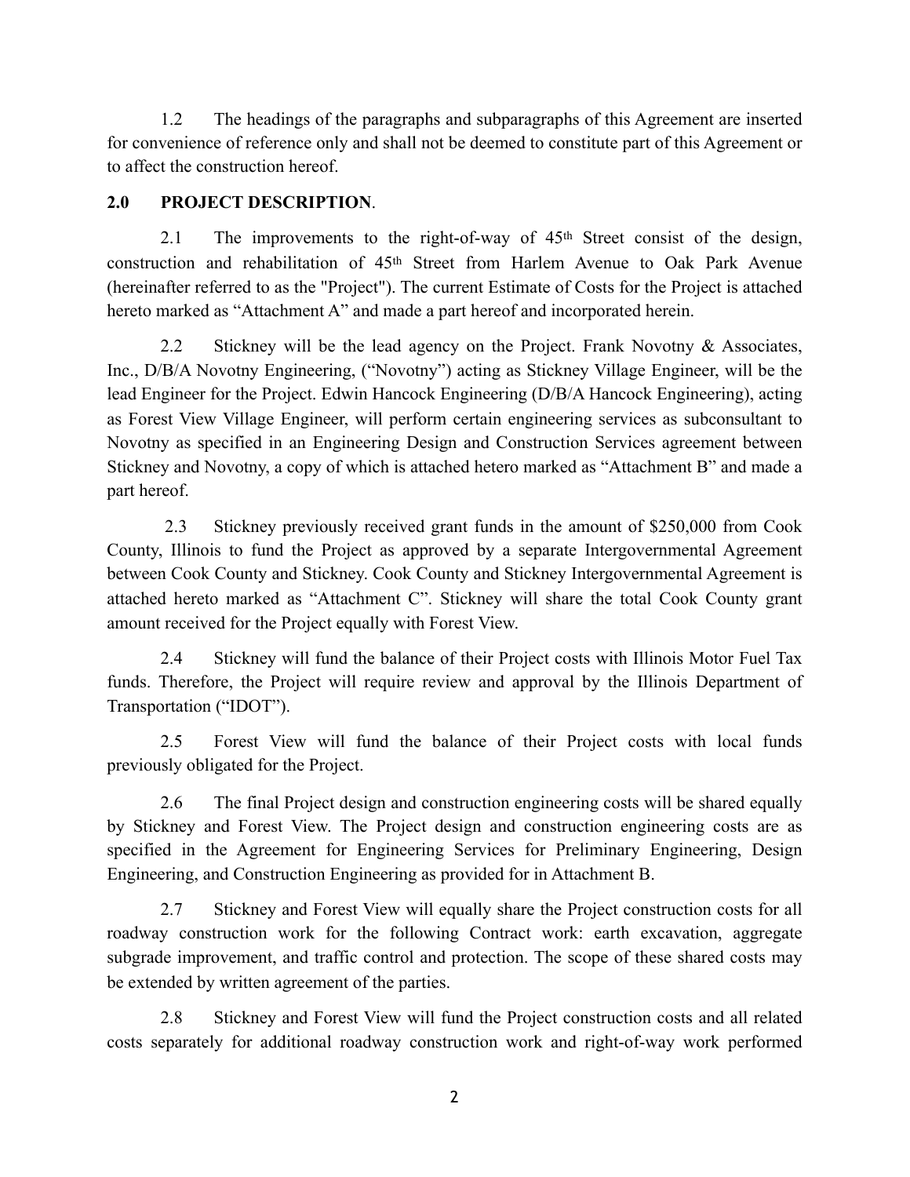1.2 The headings of the paragraphs and subparagraphs of this Agreement are inserted for convenience of reference only and shall not be deemed to constitute part of this Agreement or to affect the construction hereof.

**2.0 PROJECT DESCRIPTION**.

2.1 The improvements to the right-of-way of 45th Street consist of the design, construction and rehabilitation of 45th Street from Harlem Avenue to Oak Park Avenue (hereinafter referred to as the "Project"). The current Estimate of Costs for the Project is attached hereto marked as "Attachment A" and made a part hereof and incorporated herein.

2.2 Stickney will be the lead agency on the Project. Frank Novotny & Associates, Inc., D/B/A Novotny Engineering, ("Novotny") acting as Stickney Village Engineer, will be the lead Engineer for the Project. Edwin Hancock Engineering (D/B/A Hancock Engineering), acting as Forest View Village Engineer, will perform certain engineering services as subconsultant to Novotny as specified in an Engineering Design and Construction Services agreement between Stickney and Novotny, a copy of which is attached hetero marked as "Attachment B" and made a part hereof.

2.3 Stickney previously received grant funds in the amount of $250,000 from Cook County, Illinois to fund the Project as approved by a separate Intergovernmental Agreement between Cook County and Stickney. Cook County and Stickney Intergovernmental Agreement is attached hereto marked as "Attachment C". Stickney will share the total Cook County grant amount received for the Project equally with Forest View.

2.4 Stickney will fund the balance of their Project costs with Illinois Motor Fuel Tax funds. Therefore, the Project will require review and approval by the Illinois Department of Transportation ("IDOT").

2.5 Forest View will fund the balance of their Project costs with local funds previously obligated for the Project.

2.6 The final Project design and construction engineering costs will be shared equally by Stickney and Forest View. The Project design and construction engineering costs are as specified in the Agreement for Engineering Services for Preliminary Engineering, Design Engineering, and Construction Engineering as provided for in Attachment B.

2.7 Stickney and Forest View will equally share the Project construction costs for all roadway construction work for the following Contract work: earth excavation, aggregate subgrade improvement, and traffic control and protection. The scope of these shared costs may be extended by written agreement of the parties.

2.8 Stickney and Forest View will fund the Project construction costs and all related costs separately for additional roadway construction work and right-of-way work performed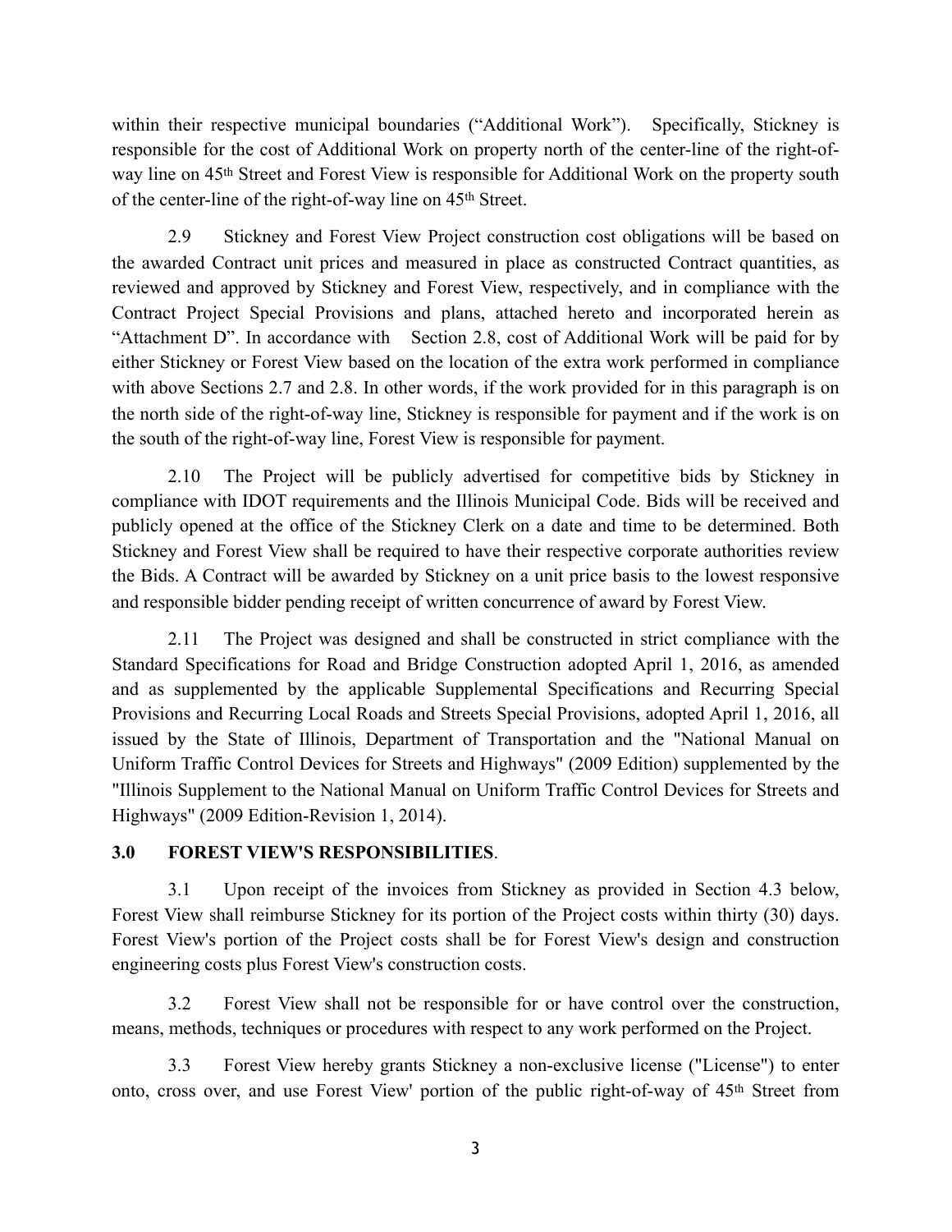within their respective municipal boundaries ("Additional Work"). Specifically, Stickney is responsible for the cost of Additional Work on property north of the center-line of the right-of-way line on 45th Street and Forest View is responsible for Additional Work on the property south of the center-line of the right-of-way line on 45th Street.

2.9 Stickney and Forest View Project construction cost obligations will be based on the awarded Contract unit prices and measured in place as constructed Contract quantities, as reviewed and approved by Stickney and Forest View, respectively, and in compliance with the Contract Project Special Provisions and plans, attached hereto and incorporated herein as "Attachment D". In accordance with Section 2.8, cost of Additional Work will be paid for by either Stickney or Forest View based on the location of the extra work performed in compliance with above Sections 2.7 and 2.8. In other words, if the work provided for in this paragraph is on the north side of the right-of-way line, Stickney is responsible for payment and if the work is on the south of the right-of-way line, Forest View is responsible for payment.

2.10 The Project will be publicly advertised for competitive bids by Stickney in compliance with IDOT requirements and the Illinois Municipal Code. Bids will be received and publicly opened at the office of the Stickney Clerk on a date and time to be determined. Both Stickney and Forest View shall be required to have their respective corporate authorities review the Bids. A Contract will be awarded by Stickney on a unit price basis to the lowest responsive and responsible bidder pending receipt of written concurrence of award by Forest View.

2.11 The Project was designed and shall be constructed in strict compliance with the Standard Specifications for Road and Bridge Construction adopted April 1, 2016, as amended and as supplemented by the applicable Supplemental Specifications and Recurring Special Provisions and Recurring Local Roads and Streets Special Provisions, adopted April 1, 2016, all issued by the State of Illinois, Department of Transportation and the "National Manual on Uniform Traffic Control Devices for Streets and Highways" (2009 Edition) supplemented by the "Illinois Supplement to the National Manual on Uniform Traffic Control Devices for Streets and Highways" (2009 Edition-Revision 1, 2014).

**3.0 FOREST VIEW'S RESPONSIBILITIES**.

3.1 Upon receipt of the invoices from Stickney as provided in Section 4.3 below, Forest View shall reimburse Stickney for its portion of the Project costs within thirty (30) days. Forest View's portion of the Project costs shall be for Forest View's design and construction engineering costs plus Forest View's construction costs.

3.2 Forest View shall not be responsible for or have control over the construction, means, methods, techniques or procedures with respect to any work performed on the Project.

3.3 Forest View hereby grants Stickney a non-exclusive license ("License") to enter onto, cross over, and use Forest View' portion of the public right-of-way of 45th Street from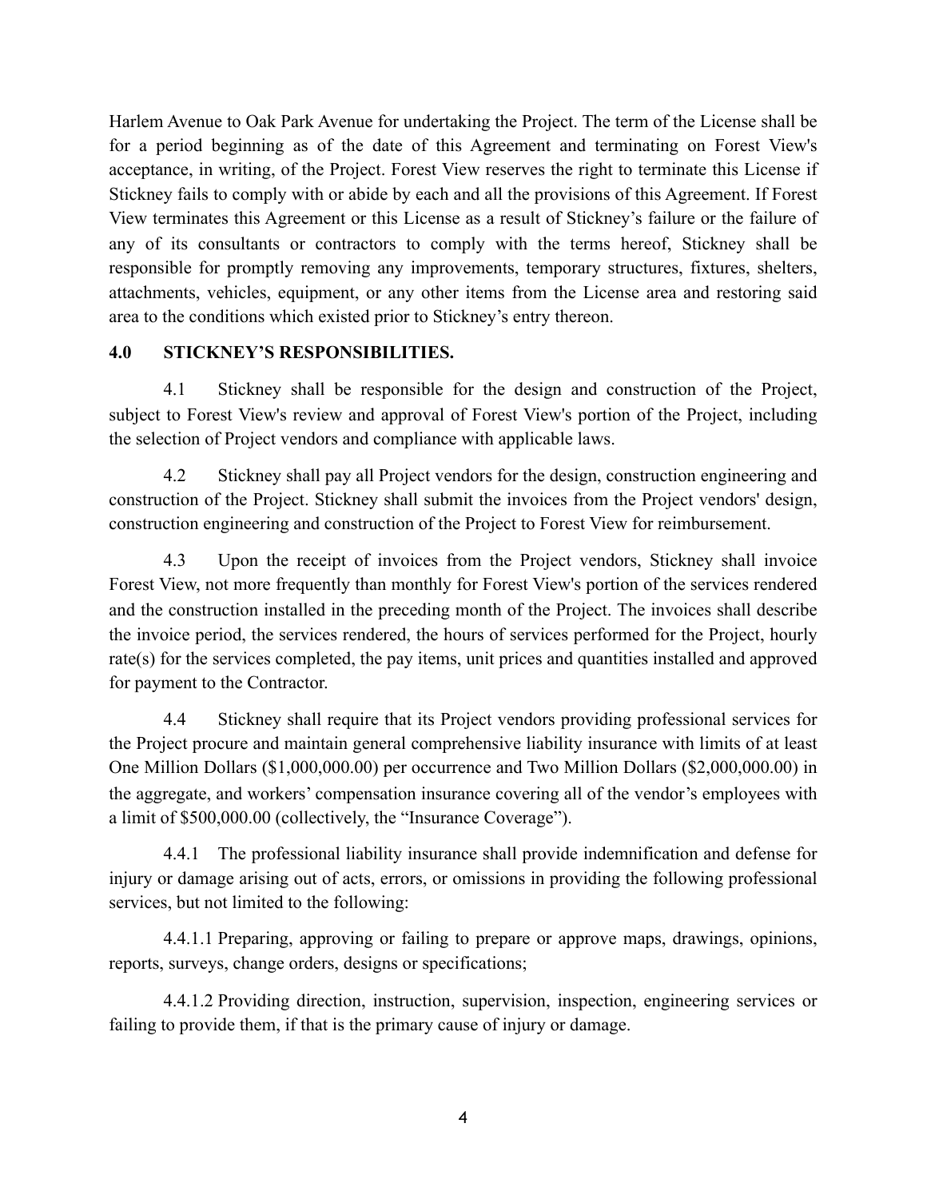Harlem Avenue to Oak Park Avenue for undertaking the Project. The term of the License shall be for a period beginning as of the date of this Agreement and terminating on Forest View's acceptance, in writing, of the Project. Forest View reserves the right to terminate this License if Stickney fails to comply with or abide by each and all the provisions of this Agreement. If Forest View terminates this Agreement or this License as a result of Stickney's failure or the failure of any of its consultants or contractors to comply with the terms hereof, Stickney shall be responsible for promptly removing any improvements, temporary structures, fixtures, shelters, attachments, vehicles, equipment, or any other items from the License area and restoring said area to the conditions which existed prior to Stickney's entry thereon.

**4.0 STICKNEY'S RESPONSIBILITIES.**

4.1 Stickney shall be responsible for the design and construction of the Project, subject to Forest View's review and approval of Forest View's portion of the Project, including the selection of Project vendors and compliance with applicable laws.

4.2 Stickney shall pay all Project vendors for the design, construction engineering and construction of the Project. Stickney shall submit the invoices from the Project vendors' design, construction engineering and construction of the Project to Forest View for reimbursement.

4.3 Upon the receipt of invoices from the Project vendors, Stickney shall invoice Forest View, not more frequently than monthly for Forest View's portion of the services rendered and the construction installed in the preceding month of the Project. The invoices shall describe the invoice period, the services rendered, the hours of services performed for the Project, hourly rate(s) for the services completed, the pay items, unit prices and quantities installed and approved for payment to the Contractor.

4.4 Stickney shall require that its Project vendors providing professional services for the Project procure and maintain general comprehensive liability insurance with limits of at least One Million Dollars ($1,000,000.00) per occurrence and Two Million Dollars ($2,000,000.00) in the aggregate, and workers' compensation insurance covering all of the vendor's employees with a limit of $500,000.00 (collectively, the "Insurance Coverage").

4.4.1 The professional liability insurance shall provide indemnification and defense for injury or damage arising out of acts, errors, or omissions in providing the following professional services, but not limited to the following:

4.4.1.1 Preparing, approving or failing to prepare or approve maps, drawings, opinions, reports, surveys, change orders, designs or specifications;

4.4.1.2 Providing direction, instruction, supervision, inspection, engineering services or failing to provide them, if that is the primary cause of injury or damage.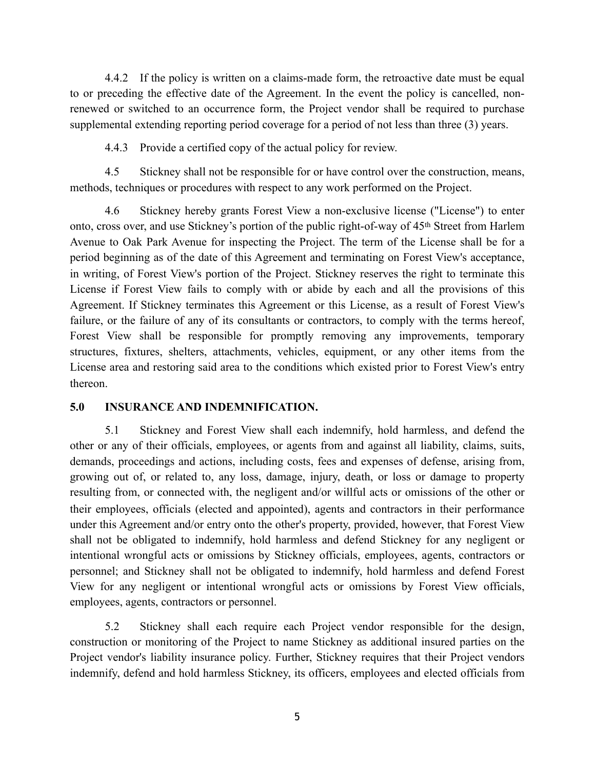4.4.2 If the policy is written on a claims-made form, the retroactive date must be equal to or preceding the effective date of the Agreement. In the event the policy is cancelled, non-renewed or switched to an occurrence form, the Project vendor shall be required to purchase supplemental extending reporting period coverage for a period of not less than three (3) years.

4.4.3 Provide a certified copy of the actual policy for review.

4.5 Stickney shall not be responsible for or have control over the construction, means, methods, techniques or procedures with respect to any work performed on the Project.

4.6 Stickney hereby grants Forest View a non-exclusive license ("License") to enter onto, cross over, and use Stickney's portion of the public right-of-way of 45th Street from Harlem Avenue to Oak Park Avenue for inspecting the Project. The term of the License shall be for a period beginning as of the date of this Agreement and terminating on Forest View's acceptance, in writing, of Forest View's portion of the Project. Stickney reserves the right to terminate this License if Forest View fails to comply with or abide by each and all the provisions of this Agreement. If Stickney terminates this Agreement or this License, as a result of Forest View's failure, or the failure of any of its consultants or contractors, to comply with the terms hereof, Forest View shall be responsible for promptly removing any improvements, temporary structures, fixtures, shelters, attachments, vehicles, equipment, or any other items from the License area and restoring said area to the conditions which existed prior to Forest View's entry thereon.

**5.0 INSURANCE AND INDEMNIFICATION.**

5.1 Stickney and Forest View shall each indemnify, hold harmless, and defend the other or any of their officials, employees, or agents from and against all liability, claims, suits, demands, proceedings and actions, including costs, fees and expenses of defense, arising from, growing out of, or related to, any loss, damage, injury, death, or loss or damage to property resulting from, or connected with, the negligent and/or willful acts or omissions of the other or their employees, officials (elected and appointed), agents and contractors in their performance under this Agreement and/or entry onto the other's property, provided, however, that Forest View shall not be obligated to indemnify, hold harmless and defend Stickney for any negligent or intentional wrongful acts or omissions by Stickney officials, employees, agents, contractors or personnel; and Stickney shall not be obligated to indemnify, hold harmless and defend Forest View for any negligent or intentional wrongful acts or omissions by Forest View officials, employees, agents, contractors or personnel.

5.2 Stickney shall each require each Project vendor responsible for the design, construction or monitoring of the Project to name Stickney as additional insured parties on the Project vendor's liability insurance policy. Further, Stickney requires that their Project vendors indemnify, defend and hold harmless Stickney, its officers, employees and elected officials from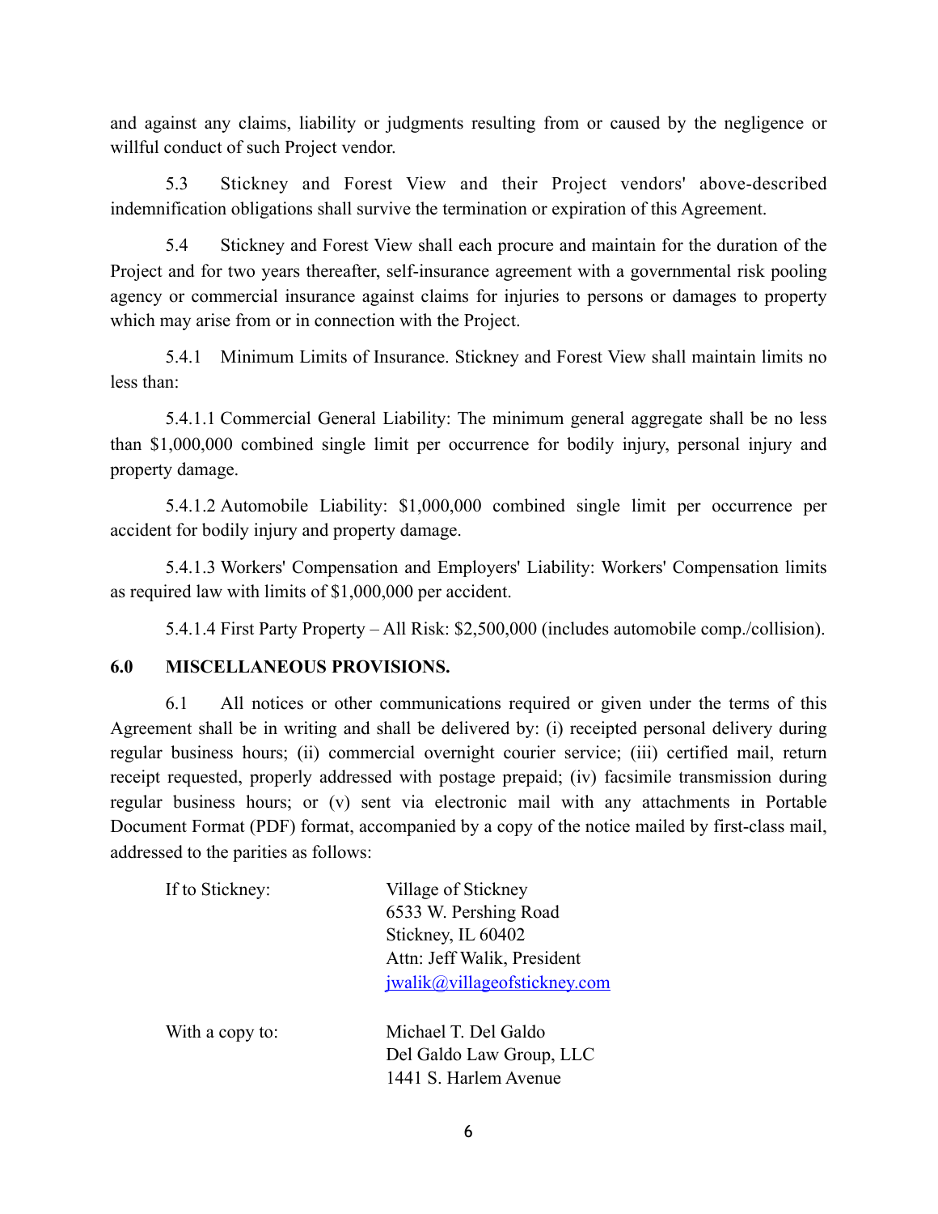and against any claims, liability or judgments resulting from or caused by the negligence or willful conduct of such Project vendor.

5.3 Stickney and Forest View and their Project vendors' above-described indemnification obligations shall survive the termination or expiration of this Agreement.

5.4 Stickney and Forest View shall each procure and maintain for the duration of the Project and for two years thereafter, self-insurance agreement with a governmental risk pooling agency or commercial insurance against claims for injuries to persons or damages to property which may arise from or in connection with the Project.

5.4.1 Minimum Limits of Insurance. Stickney and Forest View shall maintain limits no less than:

5.4.1.1 Commercial General Liability: The minimum general aggregate shall be no less than $1,000,000 combined single limit per occurrence for bodily injury, personal injury and property damage.

5.4.1.2 Automobile Liability: $1,000,000 combined single limit per occurrence per accident for bodily injury and property damage.

5.4.1.3 Workers' Compensation and Employers' Liability: Workers' Compensation limits as required law with limits of $1,000,000 per accident.

5.4.1.4 First Party Property – All Risk: $2,500,000 (includes automobile comp./collision).

**6.0 MISCELLANEOUS PROVISIONS.**

6.1 All notices or other communications required or given under the terms of this Agreement shall be in writing and shall be delivered by: (i) receipted personal delivery during regular business hours; (ii) commercial overnight courier service; (iii) certified mail, return receipt requested, properly addressed with postage prepaid; (iv) facsimile transmission during regular business hours; or (v) sent via electronic mail with any attachments in Portable Document Format (PDF) format, accompanied by a copy of the notice mailed by first-class mail, addressed to the parities as follows:

If to Stickney:

Village of Stickney
6533 W. Pershing Road
Stickney, IL 60402
Attn: Jeff Walik, President
jwalik@villageofstickney.com

With a copy to:

Michael T. Del Galdo
Del Galdo Law Group, LLC
1441 S. Harlem Avenue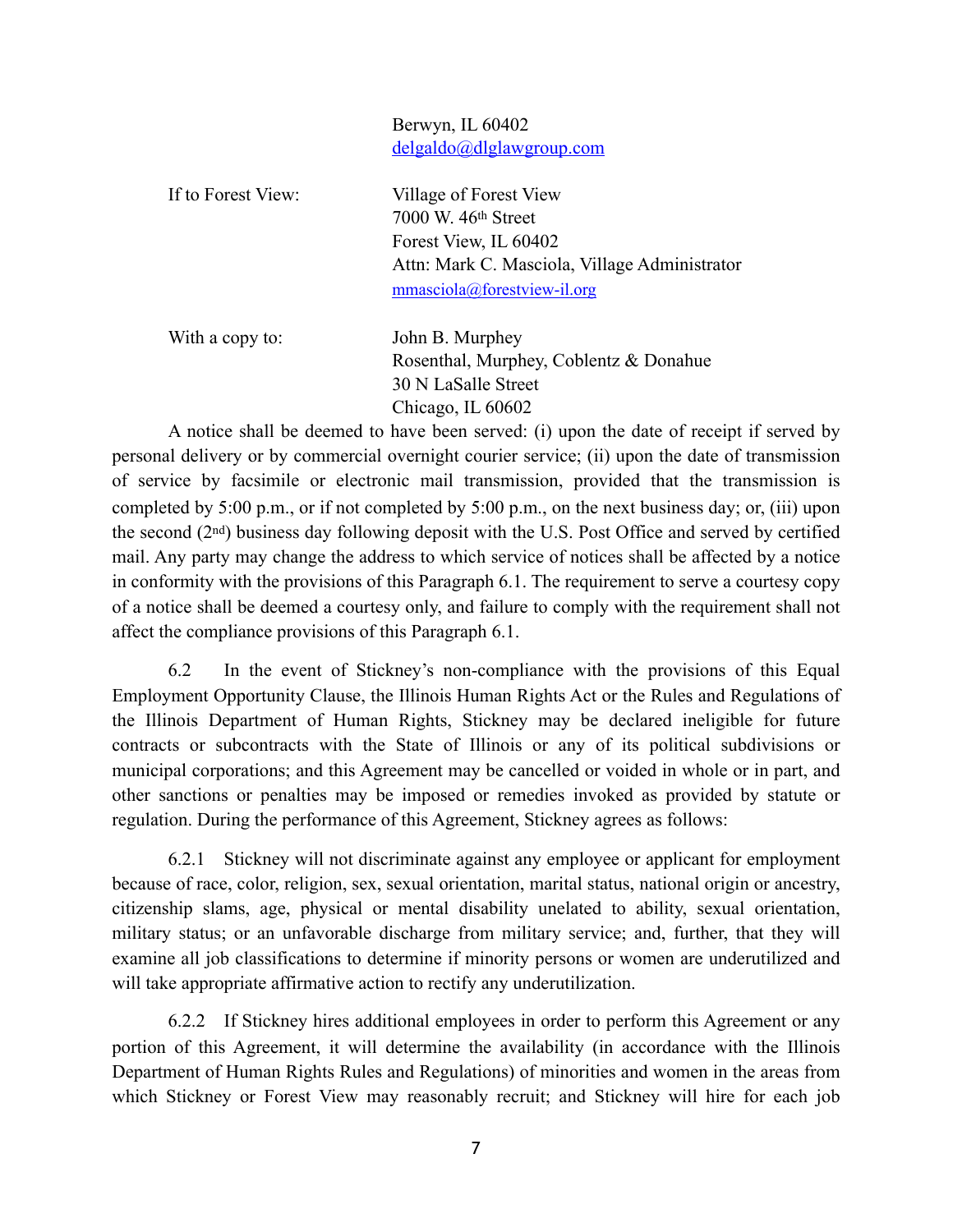Berwyn, IL 60402
delgaldo@dlglawgroup.com

If to Forest View: Village of Forest View
7000 W. 46th Street
Forest View, IL 60402
Attn: Mark C. Masciola, Village Administrator
mmasciola@forestview-il.org

With a copy to: John B. Murphey
Rosenthal, Murphey, Coblentz & Donahue
30 N LaSalle Street
Chicago, IL 60602

A notice shall be deemed to have been served: (i) upon the date of receipt if served by personal delivery or by commercial overnight courier service; (ii) upon the date of transmission of service by facsimile or electronic mail transmission, provided that the transmission is completed by 5:00 p.m., or if not completed by 5:00 p.m., on the next business day; or, (iii) upon the second (2nd) business day following deposit with the U.S. Post Office and served by certified mail. Any party may change the address to which service of notices shall be affected by a notice in conformity with the provisions of this Paragraph 6.1. The requirement to serve a courtesy copy of a notice shall be deemed a courtesy only, and failure to comply with the requirement shall not affect the compliance provisions of this Paragraph 6.1.

6.2 In the event of Stickney's non-compliance with the provisions of this Equal Employment Opportunity Clause, the Illinois Human Rights Act or the Rules and Regulations of the Illinois Department of Human Rights, Stickney may be declared ineligible for future contracts or subcontracts with the State of Illinois or any of its political subdivisions or municipal corporations; and this Agreement may be cancelled or voided in whole or in part, and other sanctions or penalties may be imposed or remedies invoked as provided by statute or regulation. During the performance of this Agreement, Stickney agrees as follows:

6.2.1 Stickney will not discriminate against any employee or applicant for employment because of race, color, religion, sex, sexual orientation, marital status, national origin or ancestry, citizenship slams, age, physical or mental disability unelated to ability, sexual orientation, military status; or an unfavorable discharge from military service; and, further, that they will examine all job classifications to determine if minority persons or women are underutilized and will take appropriate affirmative action to rectify any underutilization.

6.2.2 If Stickney hires additional employees in order to perform this Agreement or any portion of this Agreement, it will determine the availability (in accordance with the Illinois Department of Human Rights Rules and Regulations) of minorities and women in the areas from which Stickney or Forest View may reasonably recruit; and Stickney will hire for each job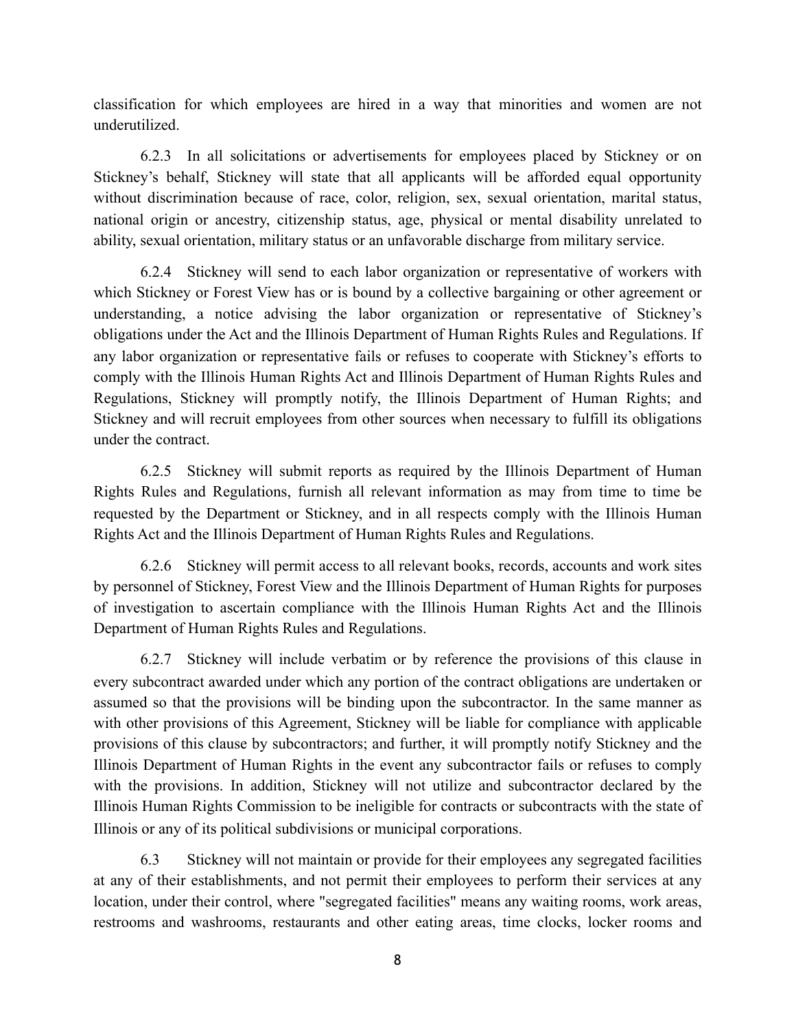classification for which employees are hired in a way that minorities and women are not underutilized.

6.2.3 In all solicitations or advertisements for employees placed by Stickney or on Stickney's behalf, Stickney will state that all applicants will be afforded equal opportunity without discrimination because of race, color, religion, sex, sexual orientation, marital status, national origin or ancestry, citizenship status, age, physical or mental disability unrelated to ability, sexual orientation, military status or an unfavorable discharge from military service.

6.2.4 Stickney will send to each labor organization or representative of workers with which Stickney or Forest View has or is bound by a collective bargaining or other agreement or understanding, a notice advising the labor organization or representative of Stickney's obligations under the Act and the Illinois Department of Human Rights Rules and Regulations. If any labor organization or representative fails or refuses to cooperate with Stickney's efforts to comply with the Illinois Human Rights Act and Illinois Department of Human Rights Rules and Regulations, Stickney will promptly notify, the Illinois Department of Human Rights; and Stickney and will recruit employees from other sources when necessary to fulfill its obligations under the contract.

6.2.5 Stickney will submit reports as required by the Illinois Department of Human Rights Rules and Regulations, furnish all relevant information as may from time to time be requested by the Department or Stickney, and in all respects comply with the Illinois Human Rights Act and the Illinois Department of Human Rights Rules and Regulations.

6.2.6 Stickney will permit access to all relevant books, records, accounts and work sites by personnel of Stickney, Forest View and the Illinois Department of Human Rights for purposes of investigation to ascertain compliance with the Illinois Human Rights Act and the Illinois Department of Human Rights Rules and Regulations.

6.2.7 Stickney will include verbatim or by reference the provisions of this clause in every subcontract awarded under which any portion of the contract obligations are undertaken or assumed so that the provisions will be binding upon the subcontractor. In the same manner as with other provisions of this Agreement, Stickney will be liable for compliance with applicable provisions of this clause by subcontractors; and further, it will promptly notify Stickney and the Illinois Department of Human Rights in the event any subcontractor fails or refuses to comply with the provisions. In addition, Stickney will not utilize and subcontractor declared by the Illinois Human Rights Commission to be ineligible for contracts or subcontracts with the state of Illinois or any of its political subdivisions or municipal corporations.

6.3 Stickney will not maintain or provide for their employees any segregated facilities at any of their establishments, and not permit their employees to perform their services at any location, under their control, where "segregated facilities" means any waiting rooms, work areas, restrooms and washrooms, restaurants and other eating areas, time clocks, locker rooms and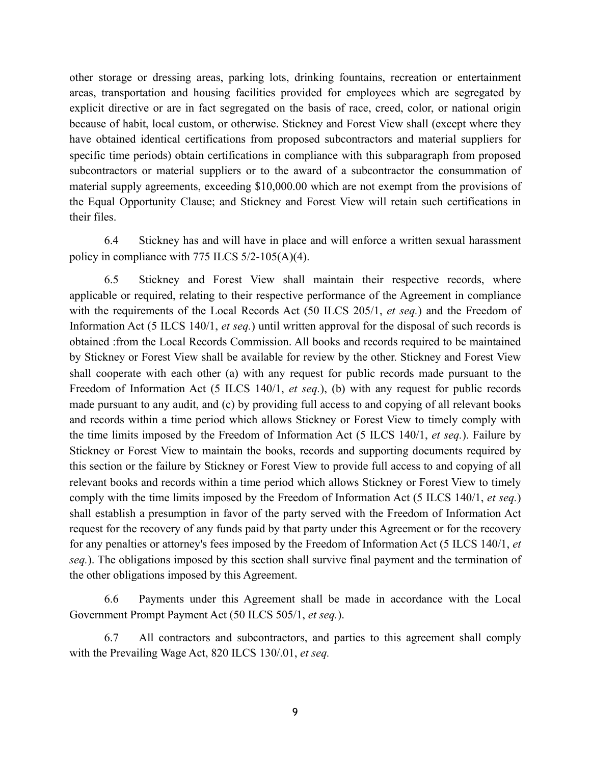other storage or dressing areas, parking lots, drinking fountains, recreation or entertainment areas, transportation and housing facilities provided for employees which are segregated by explicit directive or are in fact segregated on the basis of race, creed, color, or national origin because of habit, local custom, or otherwise. Stickney and Forest View shall (except where they have obtained identical certifications from proposed subcontractors and material suppliers for specific time periods) obtain certifications in compliance with this subparagraph from proposed subcontractors or material suppliers or to the award of a subcontractor the consummation of material supply agreements, exceeding $10,000.00 which are not exempt from the provisions of the Equal Opportunity Clause; and Stickney and Forest View will retain such certifications in their files.

6.4 Stickney has and will have in place and will enforce a written sexual harassment policy in compliance with 775 ILCS 5/2-105(A)(4).

6.5 Stickney and Forest View shall maintain their respective records, where applicable or required, relating to their respective performance of the Agreement in compliance with the requirements of the Local Records Act (50 ILCS 205/1, *et seq.*) and the Freedom of Information Act (5 ILCS 140/1, *et seq.*) until written approval for the disposal of such records is obtained :from the Local Records Commission. All books and records required to be maintained by Stickney or Forest View shall be available for review by the other. Stickney and Forest View shall cooperate with each other (a) with any request for public records made pursuant to the Freedom of Information Act (5 ILCS 140/1, *et seq.*), (b) with any request for public records made pursuant to any audit, and (c) by providing full access to and copying of all relevant books and records within a time period which allows Stickney or Forest View to timely comply with the time limits imposed by the Freedom of Information Act (5 ILCS 140/1, *et seq.*). Failure by Stickney or Forest View to maintain the books, records and supporting documents required by this section or the failure by Stickney or Forest View to provide full access to and copying of all relevant books and records within a time period which allows Stickney or Forest View to timely comply with the time limits imposed by the Freedom of Information Act (5 ILCS 140/1, *et seq.*) shall establish a presumption in favor of the party served with the Freedom of Information Act request for the recovery of any funds paid by that party under this Agreement or for the recovery for any penalties or attorney's fees imposed by the Freedom of Information Act (5 ILCS 140/1, *et seq.*). The obligations imposed by this section shall survive final payment and the termination of the other obligations imposed by this Agreement.

6.6 Payments under this Agreement shall be made in accordance with the Local Government Prompt Payment Act (50 ILCS 505/1, *et seq.*).

6.7 All contractors and subcontractors, and parties to this agreement shall comply with the Prevailing Wage Act, 820 ILCS 130/.01, *et seq.*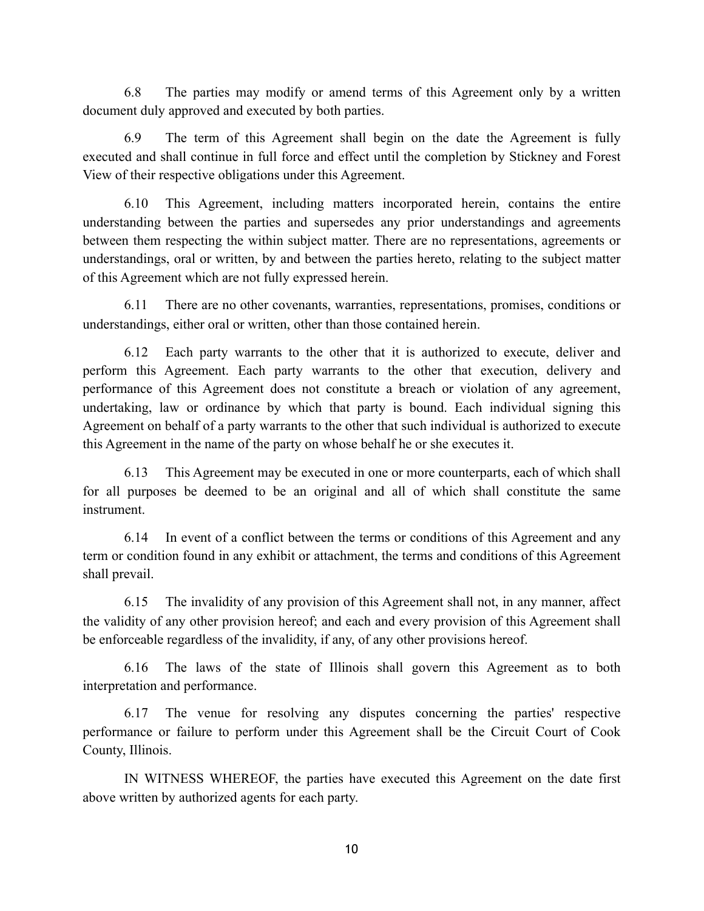6.8 The parties may modify or amend terms of this Agreement only by a written document duly approved and executed by both parties.

6.9 The term of this Agreement shall begin on the date the Agreement is fully executed and shall continue in full force and effect until the completion by Stickney and Forest View of their respective obligations under this Agreement.

6.10 This Agreement, including matters incorporated herein, contains the entire understanding between the parties and supersedes any prior understandings and agreements between them respecting the within subject matter. There are no representations, agreements or understandings, oral or written, by and between the parties hereto, relating to the subject matter of this Agreement which are not fully expressed herein.

6.11 There are no other covenants, warranties, representations, promises, conditions or understandings, either oral or written, other than those contained herein.

6.12 Each party warrants to the other that it is authorized to execute, deliver and perform this Agreement. Each party warrants to the other that execution, delivery and performance of this Agreement does not constitute a breach or violation of any agreement, undertaking, law or ordinance by which that party is bound. Each individual signing this Agreement on behalf of a party warrants to the other that such individual is authorized to execute this Agreement in the name of the party on whose behalf he or she executes it.

6.13 This Agreement may be executed in one or more counterparts, each of which shall for all purposes be deemed to be an original and all of which shall constitute the same instrument.

6.14 In event of a conflict between the terms or conditions of this Agreement and any term or condition found in any exhibit or attachment, the terms and conditions of this Agreement shall prevail.

6.15 The invalidity of any provision of this Agreement shall not, in any manner, affect the validity of any other provision hereof; and each and every provision of this Agreement shall be enforceable regardless of the invalidity, if any, of any other provisions hereof.

6.16 The laws of the state of Illinois shall govern this Agreement as to both interpretation and performance.

6.17 The venue for resolving any disputes concerning the parties' respective performance or failure to perform under this Agreement shall be the Circuit Court of Cook County, Illinois.

IN WITNESS WHEREOF, the parties have executed this Agreement on the date first above written by authorized agents for each party.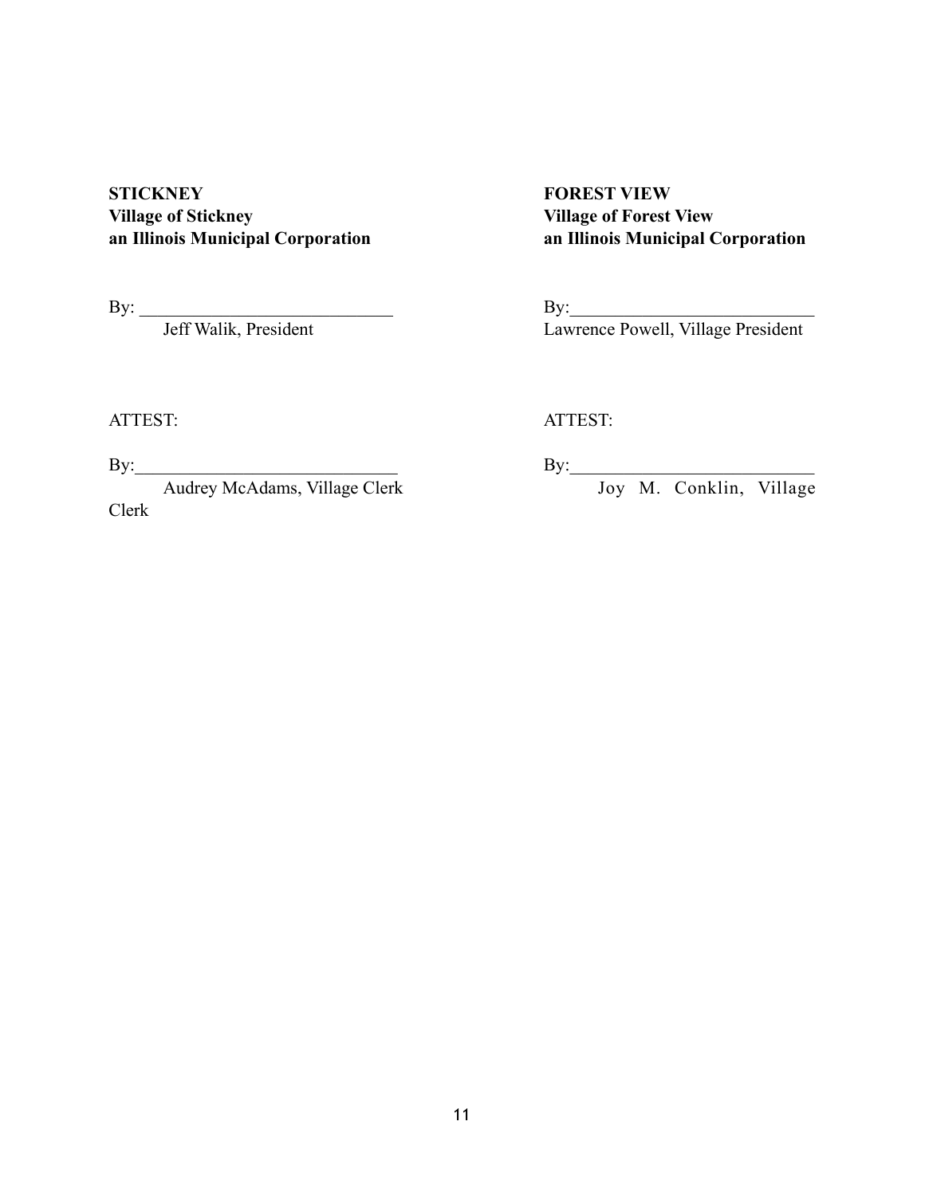**STICKNEY**
**Village of Stickney**
**an Illinois Municipal Corporation**

By: ____________________________
Jeff Walik, President

ATTEST:

By:_____________________________
Audrey McAdams, Village Clerk
Clerk

**FOREST VIEW**
**Village of Forest View**
**an Illinois Municipal Corporation**

By:___________________________
Lawrence Powell, Village President

ATTEST:

By:___________________________
Joy M. Conklin, Village